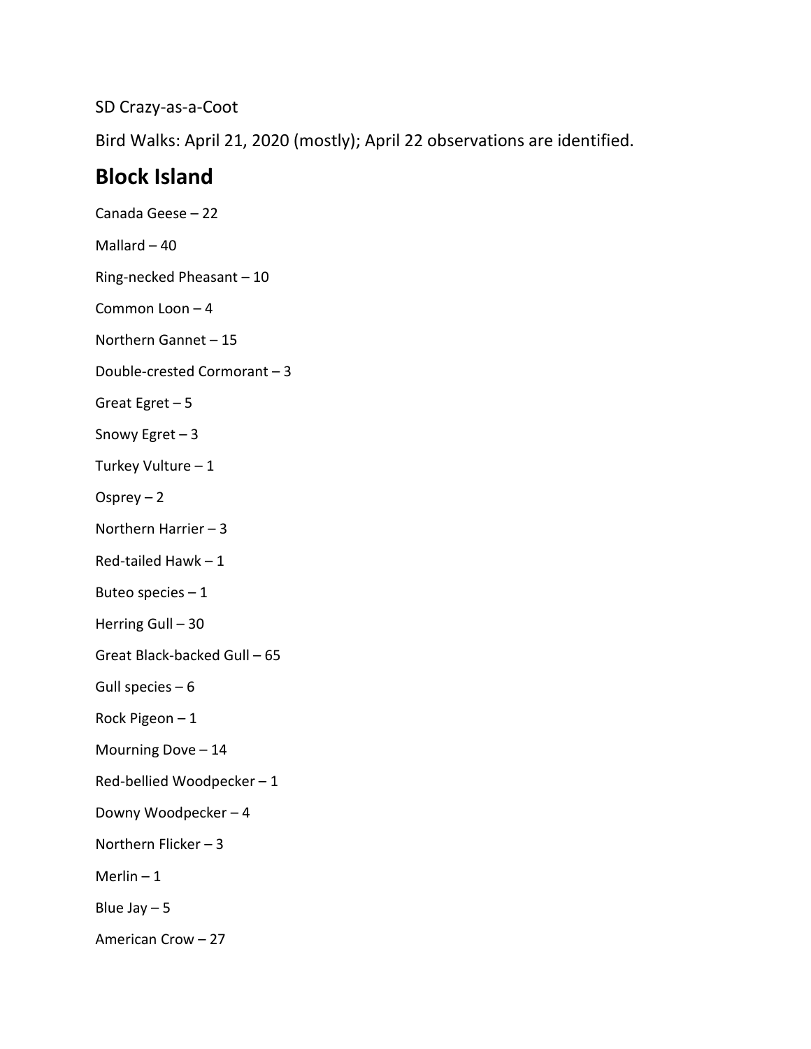SD Crazy-as-a-Coot

Bird Walks: April 21, 2020 (mostly); April 22 observations are identified.

# Block Island

Canada Geese – 22

Mallard – 40

Ring-necked Pheasant – 10

Common Loon – 4

Northern Gannet – 15

Double-crested Cormorant – 3

Great Egret – 5

Snowy Egret – 3

Turkey Vulture – 1

Osprey – 2

Northern Harrier – 3

Red-tailed Hawk – 1

Buteo species – 1

Herring Gull – 30

Great Black-backed Gull – 65

Gull species – 6

Rock Pigeon – 1

Mourning Dove – 14

Red-bellied Woodpecker – 1

Downy Woodpecker – 4

Northern Flicker – 3

Merlin – 1

Blue Jay – 5

American Crow – 27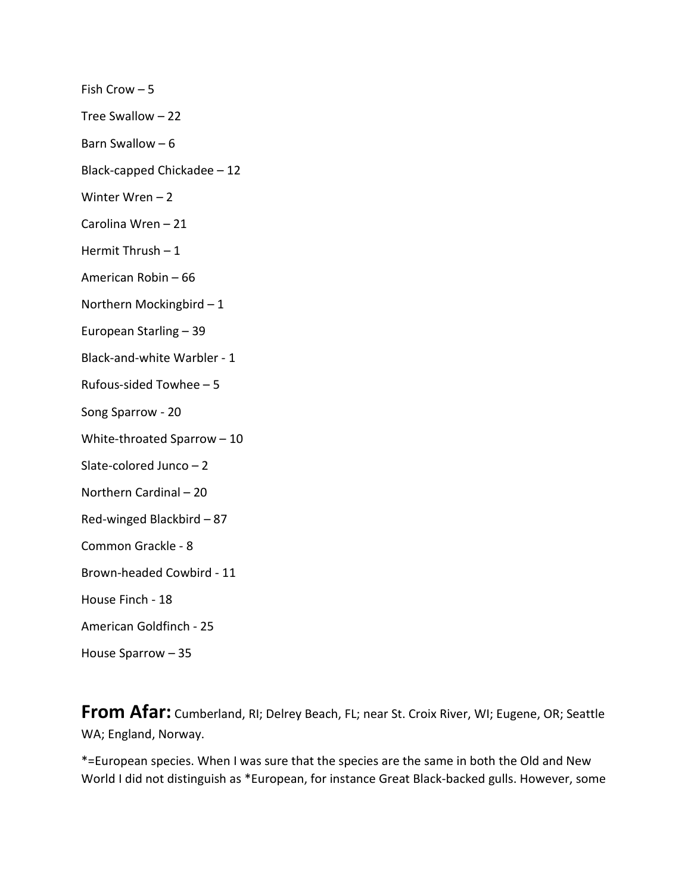Fish Crow – 5

Tree Swallow – 22

Barn Swallow – 6

Black-capped Chickadee – 12

Winter Wren – 2

Carolina Wren – 21

Hermit Thrush – 1

American Robin – 66

Northern Mockingbird – 1

European Starling – 39

Black-and-white Warbler - 1

Rufous-sided Towhee – 5

Song Sparrow - 20

White-throated Sparrow – 10

Slate-colored Junco – 2

Northern Cardinal – 20

Red-winged Blackbird – 87

Common Grackle - 8

Brown-headed Cowbird - 11

House Finch - 18

American Goldfinch - 25

House Sparrow – 35

**From Afar:** Cumberland, RI; Delrey Beach, FL; near St. Croix River, WI; Eugene, OR; Seattle WA; England, Norway.

*=European species. When I was sure that the species are the same in both the Old and New World I did not distinguish as *European, for instance Great Black-backed gulls. However, some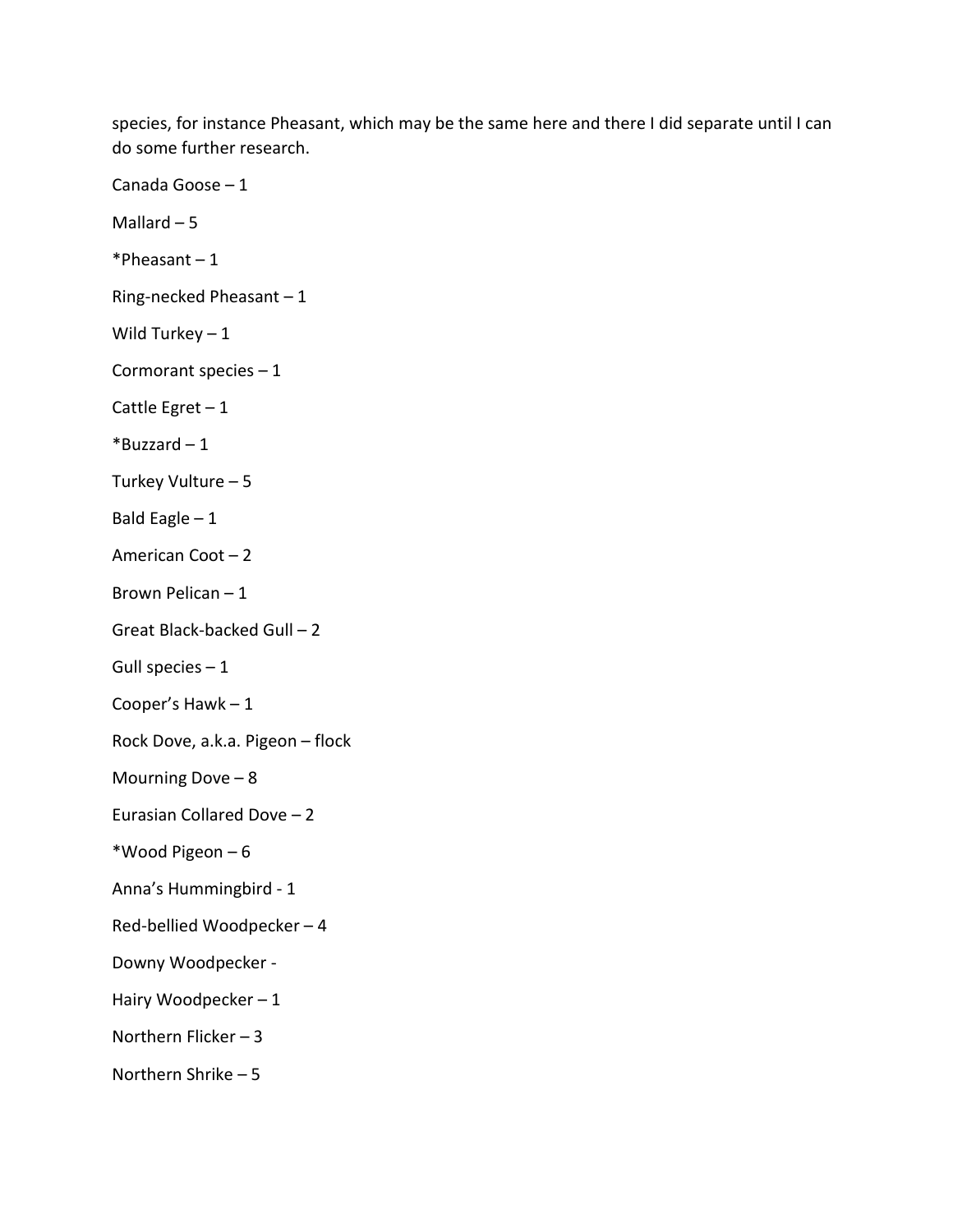species, for instance Pheasant, which may be the same here and there I did separate until I can do some further research.

Canada Goose – 1

Mallard – 5

*Pheasant – 1

Ring-necked Pheasant – 1

Wild Turkey – 1

Cormorant species – 1

Cattle Egret – 1

*Buzzard – 1

Turkey Vulture – 5

Bald Eagle – 1

American Coot – 2

Brown Pelican – 1

Great Black-backed Gull – 2

Gull species – 1

Cooper's Hawk – 1

Rock Dove, a.k.a. Pigeon – flock

Mourning Dove – 8

Eurasian Collared Dove – 2

*Wood Pigeon – 6

Anna's Hummingbird - 1

Red-bellied Woodpecker – 4

Downy Woodpecker -

Hairy Woodpecker – 1

Northern Flicker – 3

Northern Shrike – 5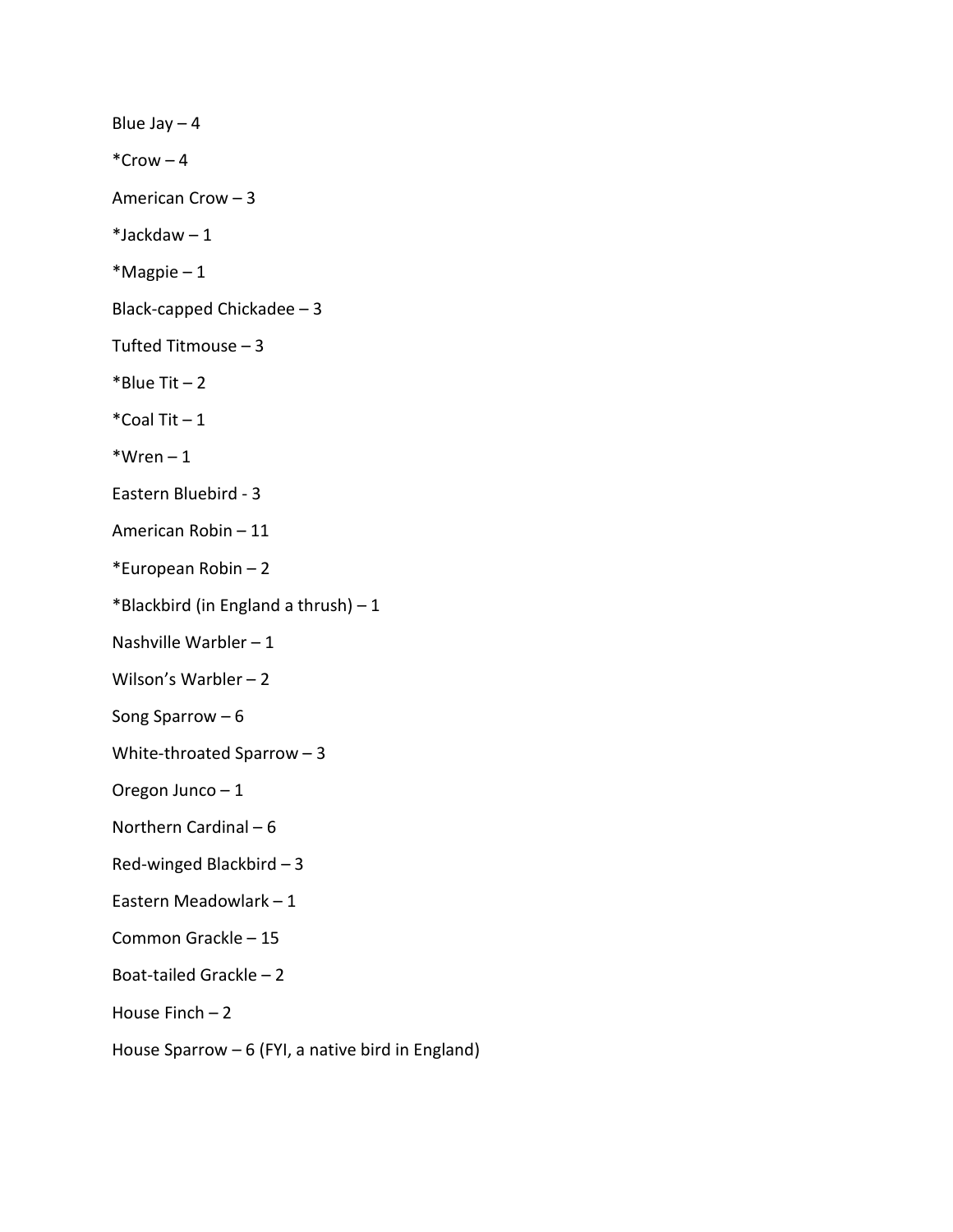Blue Jay – 4

*Crow – 4

American Crow – 3

*Jackdaw – 1

*Magpie – 1

Black-capped Chickadee – 3

Tufted Titmouse – 3

*Blue Tit – 2

*Coal Tit – 1

*Wren – 1

Eastern Bluebird - 3

American Robin – 11

*European Robin – 2

*Blackbird (in England a thrush) – 1

Nashville Warbler – 1

Wilson's Warbler – 2

Song Sparrow – 6

White-throated Sparrow – 3

Oregon Junco – 1

Northern Cardinal – 6

Red-winged Blackbird – 3

Eastern Meadowlark – 1

Common Grackle – 15

Boat-tailed Grackle – 2

House Finch – 2

House Sparrow – 6 (FYI, a native bird in England)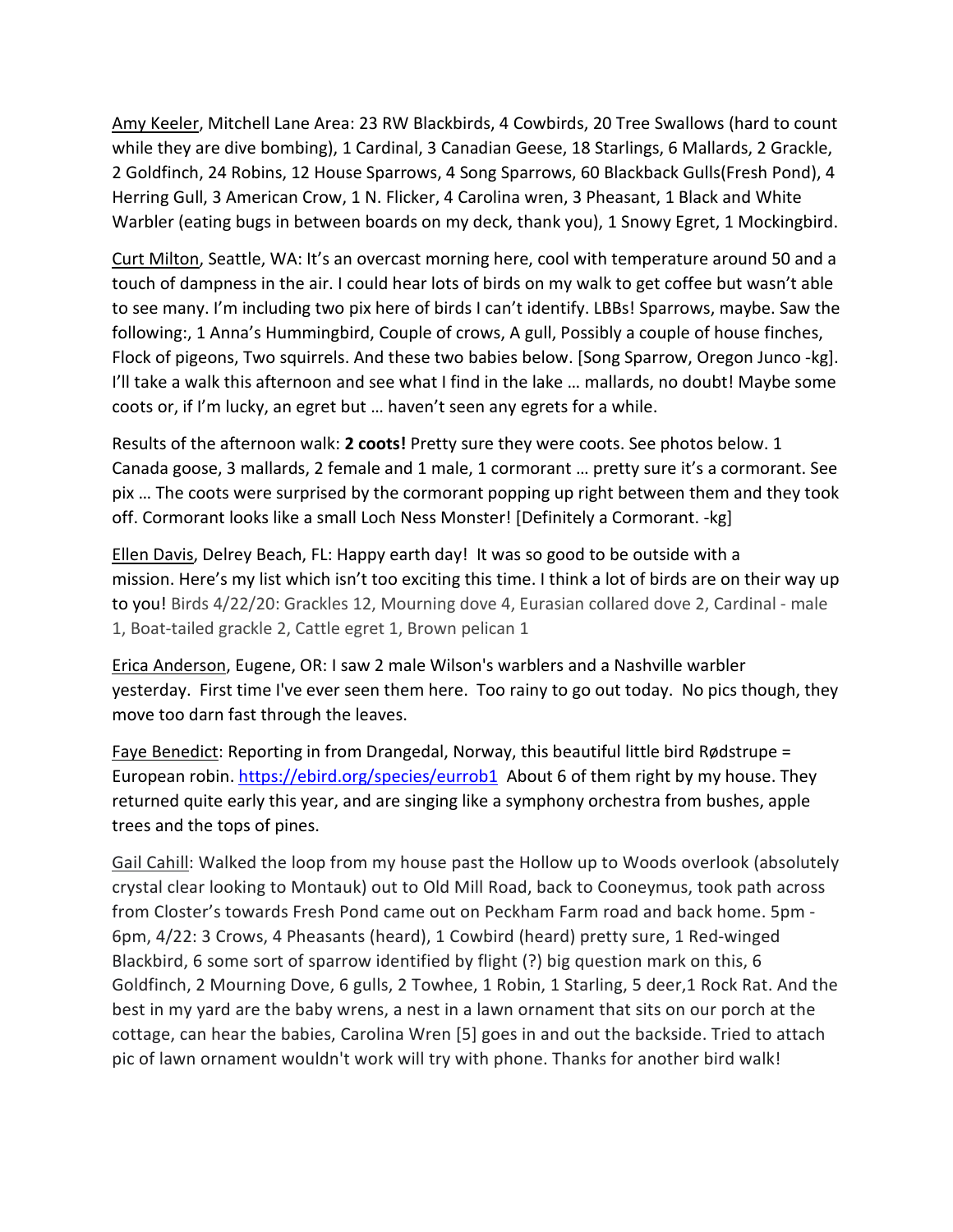<u>Amy Keeler</u>, Mitchell Lane Area: 23 RW Blackbirds, 4 Cowbirds, 20 Tree Swallows (hard to count while they are dive bombing), 1 Cardinal, 3 Canadian Geese, 18 Starlings, 6 Mallards, 2 Grackle, 2 Goldfinch, 24 Robins, 12 House Sparrows, 4 Song Sparrows, 60 Blackback Gulls(Fresh Pond), 4 Herring Gull, 3 American Crow, 1 N. Flicker, 4 Carolina wren, 3 Pheasant, 1 Black and White Warbler (eating bugs in between boards on my deck, thank you), 1 Snowy Egret, 1 Mockingbird.

<u>Curt Milton</u>, Seattle, WA: It's an overcast morning here, cool with temperature around 50 and a touch of dampness in the air. I could hear lots of birds on my walk to get coffee but wasn't able to see many. I'm including two pix here of birds I can't identify. LBBs! Sparrows, maybe. Saw the following:, 1 Anna's Hummingbird, Couple of crows, A gull, Possibly a couple of house finches, Flock of pigeons, Two squirrels. And these two babies below. [Song Sparrow, Oregon Junco -kg]. I'll take a walk this afternoon and see what I find in the lake … mallards, no doubt! Maybe some coots or, if I'm lucky, an egret but … haven't seen any egrets for a while.

Results of the afternoon walk: **2 coots!** Pretty sure they were coots. See photos below. 1 Canada goose, 3 mallards, 2 female and 1 male, 1 cormorant … pretty sure it's a cormorant. See pix … The coots were surprised by the cormorant popping up right between them and they took off. Cormorant looks like a small Loch Ness Monster! [Definitely a Cormorant. -kg]

<u>Ellen Davis</u>, Delrey Beach, FL: Happy earth day! It was so good to be outside with a mission. Here's my list which isn't too exciting this time. I think a lot of birds are on their way up to you! Birds 4/22/20: Grackles 12, Mourning dove 4, Eurasian collared dove 2, Cardinal - male 1, Boat-tailed grackle 2, Cattle egret 1, Brown pelican 1

<u>Erica Anderson</u>, Eugene, OR: I saw 2 male Wilson's warblers and a Nashville warbler yesterday. First time I've ever seen them here. Too rainy to go out today. No pics though, they move too darn fast through the leaves.

<u>Faye Benedict</u>: Reporting in from Drangedal, Norway, this beautiful little bird Rødstrupe = European robin. https://ebird.org/species/eurrob1 About 6 of them right by my house. They returned quite early this year, and are singing like a symphony orchestra from bushes, apple trees and the tops of pines.

<u>Gail Cahill</u>: Walked the loop from my house past the Hollow up to Woods overlook (absolutely crystal clear looking to Montauk) out to Old Mill Road, back to Cooneymus, took path across from Closter's towards Fresh Pond came out on Peckham Farm road and back home. 5pm - 6pm, 4/22: 3 Crows, 4 Pheasants (heard), 1 Cowbird (heard) pretty sure, 1 Red-winged Blackbird, 6 some sort of sparrow identified by flight (?) big question mark on this, 6 Goldfinch, 2 Mourning Dove, 6 gulls, 2 Towhee, 1 Robin, 1 Starling, 5 deer,1 Rock Rat. And the best in my yard are the baby wrens, a nest in a lawn ornament that sits on our porch at the cottage, can hear the babies, Carolina Wren [5] goes in and out the backside. Tried to attach pic of lawn ornament wouldn't work will try with phone. Thanks for another bird walk!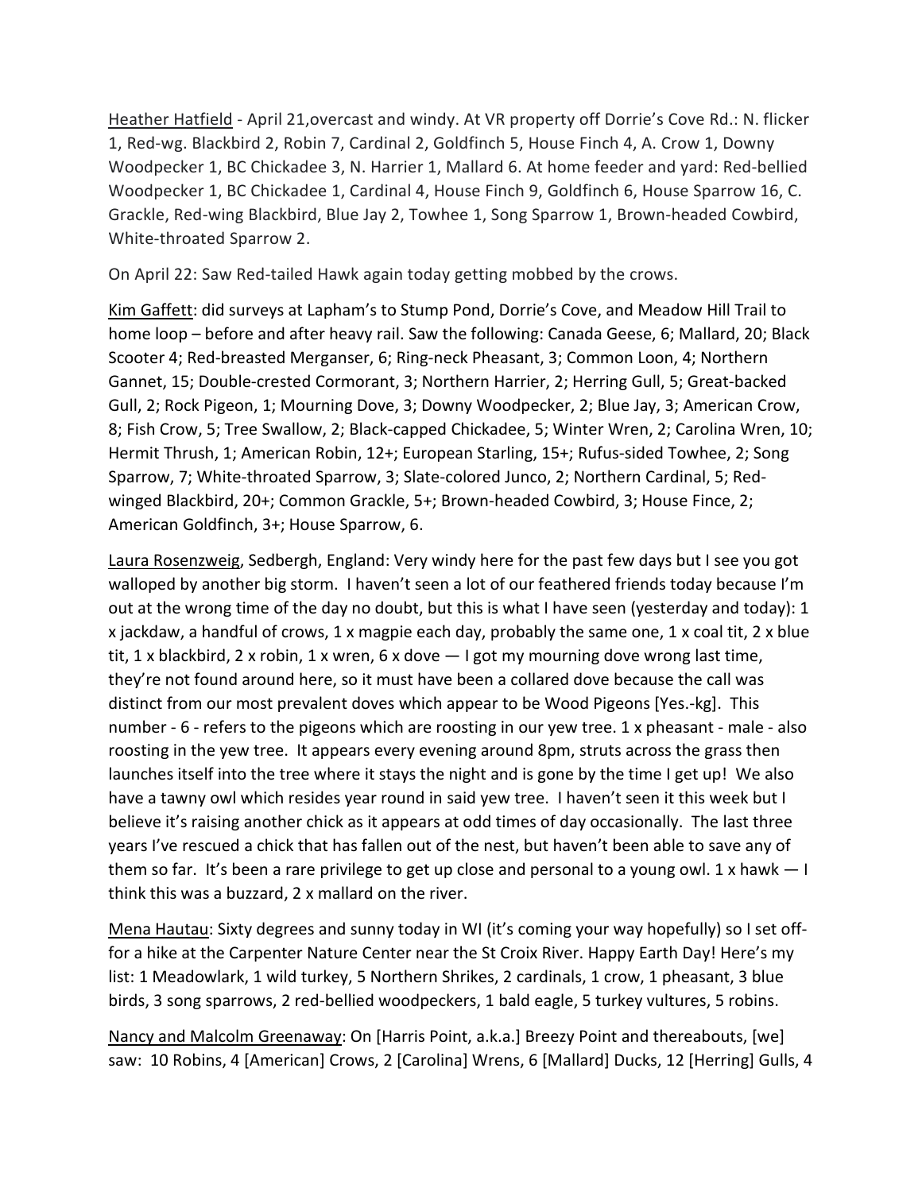__Heather Hatfield__ - April 21,overcast and windy. At VR property off Dorrie's Cove Rd.: N. flicker 1, Red-wg. Blackbird 2, Robin 7, Cardinal 2, Goldfinch 5, House Finch 4, A. Crow 1, Downy Woodpecker 1, BC Chickadee 3, N. Harrier 1, Mallard 6. At home feeder and yard: Red-bellied Woodpecker 1, BC Chickadee 1, Cardinal 4, House Finch 9, Goldfinch 6, House Sparrow 16, C. Grackle, Red-wing Blackbird, Blue Jay 2, Towhee 1, Song Sparrow 1, Brown-headed Cowbird, White-throated Sparrow 2.

On April 22: Saw Red-tailed Hawk again today getting mobbed by the crows.

__Kim Gaffett__: did surveys at Lapham's to Stump Pond, Dorrie's Cove, and Meadow Hill Trail to home loop – before and after heavy rail. Saw the following: Canada Geese, 6; Mallard, 20; Black Scooter 4; Red-breasted Merganser, 6; Ring-neck Pheasant, 3; Common Loon, 4; Northern Gannet, 15; Double-crested Cormorant, 3; Northern Harrier, 2; Herring Gull, 5; Great-backed Gull, 2; Rock Pigeon, 1; Mourning Dove, 3; Downy Woodpecker, 2; Blue Jay, 3; American Crow, 8; Fish Crow, 5; Tree Swallow, 2; Black-capped Chickadee, 5; Winter Wren, 2; Carolina Wren, 10; Hermit Thrush, 1; American Robin, 12+; European Starling, 15+; Rufus-sided Towhee, 2; Song Sparrow, 7; White-throated Sparrow, 3; Slate-colored Junco, 2; Northern Cardinal, 5; Red-winged Blackbird, 20+; Common Grackle, 5+; Brown-headed Cowbird, 3; House Fince, 2; American Goldfinch, 3+; House Sparrow, 6.

__Laura Rosenzweig__, Sedbergh, England: Very windy here for the past few days but I see you got walloped by another big storm. I haven't seen a lot of our feathered friends today because I'm out at the wrong time of the day no doubt, but this is what I have seen (yesterday and today): 1 x jackdaw, a handful of crows, 1 x magpie each day, probably the same one, 1 x coal tit, 2 x blue tit, 1 x blackbird, 2 x robin, 1 x wren, 6 x dove — I got my mourning dove wrong last time, they're not found around here, so it must have been a collared dove because the call was distinct from our most prevalent doves which appear to be Wood Pigeons [Yes.-kg]. This number - 6 - refers to the pigeons which are roosting in our yew tree. 1 x pheasant - male - also roosting in the yew tree. It appears every evening around 8pm, struts across the grass then launches itself into the tree where it stays the night and is gone by the time I get up! We also have a tawny owl which resides year round in said yew tree. I haven't seen it this week but I believe it's raising another chick as it appears at odd times of day occasionally. The last three years I've rescued a chick that has fallen out of the nest, but haven't been able to save any of them so far. It's been a rare privilege to get up close and personal to a young owl. 1 x hawk — I think this was a buzzard, 2 x mallard on the river.

__Mena Hautau__: Sixty degrees and sunny today in WI (it's coming your way hopefully) so I set off-for a hike at the Carpenter Nature Center near the St Croix River. Happy Earth Day! Here's my list: 1 Meadowlark, 1 wild turkey, 5 Northern Shrikes, 2 cardinals, 1 crow, 1 pheasant, 3 blue birds, 3 song sparrows, 2 red-bellied woodpeckers, 1 bald eagle, 5 turkey vultures, 5 robins.

__Nancy and Malcolm Greenaway__: On [Harris Point, a.k.a.] Breezy Point and thereabouts, [we] saw: 10 Robins, 4 [American] Crows, 2 [Carolina] Wrens, 6 [Mallard] Ducks, 12 [Herring] Gulls, 4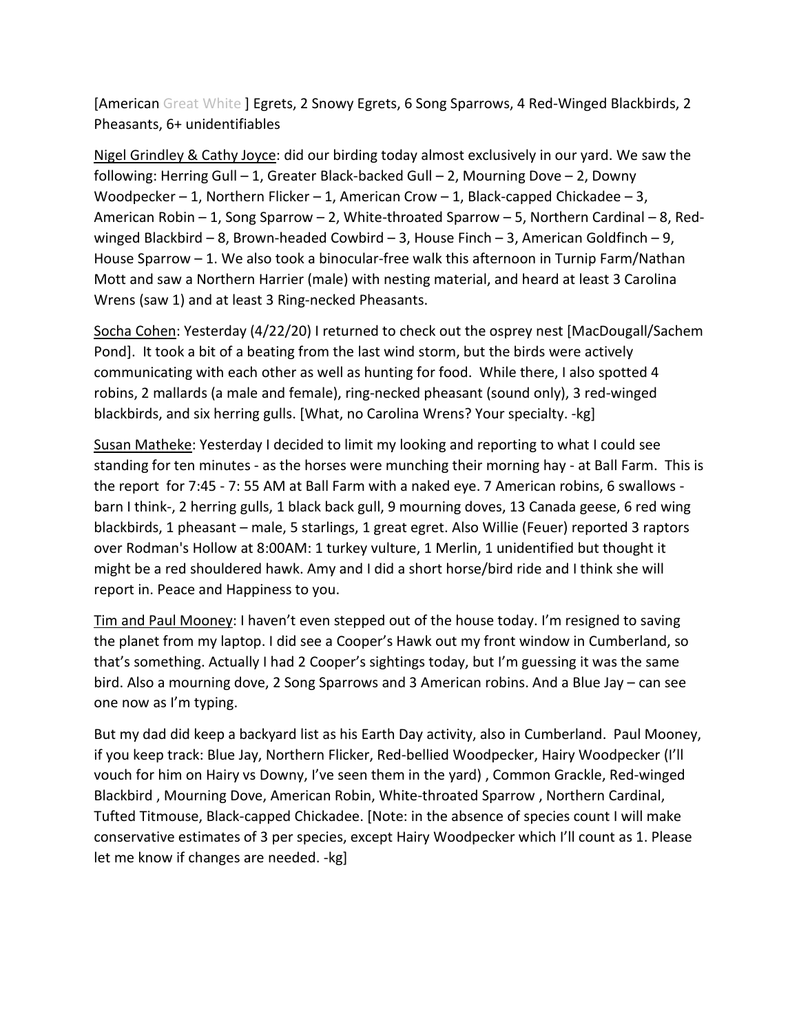[American Great White ] Egrets, 2 Snowy Egrets, 6 Song Sparrows, 4 Red-Winged Blackbirds, 2 Pheasants, 6+ unidentifiables

Nigel Grindley & Cathy Joyce: did our birding today almost exclusively in our yard. We saw the following: Herring Gull – 1, Greater Black-backed Gull – 2, Mourning Dove – 2, Downy Woodpecker – 1, Northern Flicker – 1, American Crow – 1, Black-capped Chickadee – 3, American Robin – 1, Song Sparrow – 2, White-throated Sparrow – 5, Northern Cardinal – 8, Red-winged Blackbird – 8, Brown-headed Cowbird – 3, House Finch – 3, American Goldfinch – 9, House Sparrow – 1. We also took a binocular-free walk this afternoon in Turnip Farm/Nathan Mott and saw a Northern Harrier (male) with nesting material, and heard at least 3 Carolina Wrens (saw 1) and at least 3 Ring-necked Pheasants.

Socha Cohen: Yesterday (4/22/20) I returned to check out the osprey nest [MacDougall/Sachem Pond]. It took a bit of a beating from the last wind storm, but the birds were actively communicating with each other as well as hunting for food. While there, I also spotted 4 robins, 2 mallards (a male and female), ring-necked pheasant (sound only), 3 red-winged blackbirds, and six herring gulls. [What, no Carolina Wrens? Your specialty. -kg]

Susan Matheke: Yesterday I decided to limit my looking and reporting to what I could see standing for ten minutes - as the horses were munching their morning hay - at Ball Farm. This is the report for 7:45 - 7: 55 AM at Ball Farm with a naked eye. 7 American robins, 6 swallows - barn I think-, 2 herring gulls, 1 black back gull, 9 mourning doves, 13 Canada geese, 6 red wing blackbirds, 1 pheasant – male, 5 starlings, 1 great egret. Also Willie (Feuer) reported 3 raptors over Rodman's Hollow at 8:00AM: 1 turkey vulture, 1 Merlin, 1 unidentified but thought it might be a red shouldered hawk. Amy and I did a short horse/bird ride and I think she will report in. Peace and Happiness to you.

Tim and Paul Mooney: I haven't even stepped out of the house today. I'm resigned to saving the planet from my laptop. I did see a Cooper's Hawk out my front window in Cumberland, so that's something. Actually I had 2 Cooper's sightings today, but I'm guessing it was the same bird. Also a mourning dove, 2 Song Sparrows and 3 American robins. And a Blue Jay – can see one now as I'm typing.

But my dad did keep a backyard list as his Earth Day activity, also in Cumberland. Paul Mooney, if you keep track: Blue Jay, Northern Flicker, Red-bellied Woodpecker, Hairy Woodpecker (I'll vouch for him on Hairy vs Downy, I've seen them in the yard) , Common Grackle, Red-winged Blackbird , Mourning Dove, American Robin, White-throated Sparrow , Northern Cardinal, Tufted Titmouse, Black-capped Chickadee. [Note: in the absence of species count I will make conservative estimates of 3 per species, except Hairy Woodpecker which I'll count as 1. Please let me know if changes are needed. -kg]